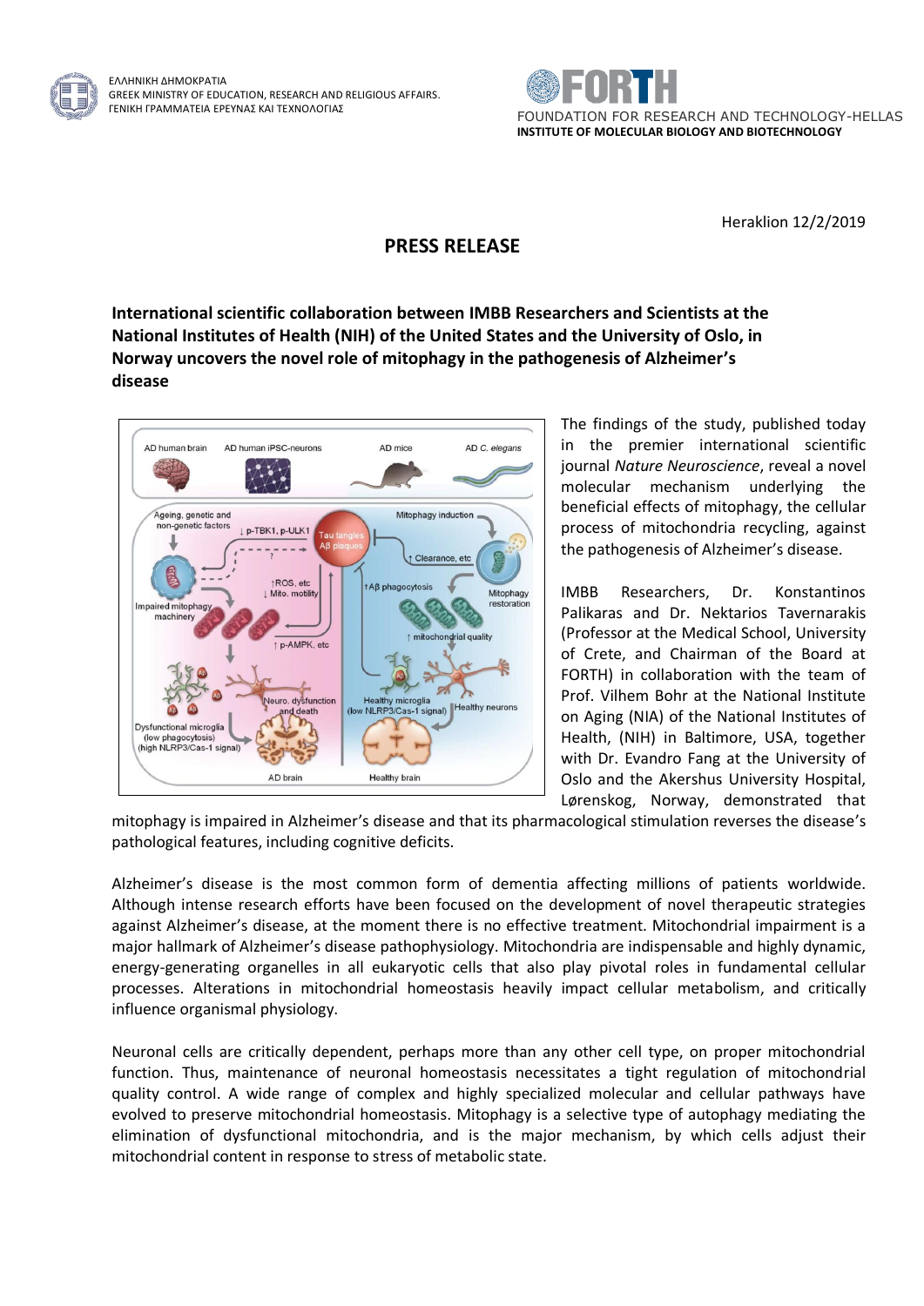ΕΛΛΗΝΙΚΗ ΔΗΜΟΚΡΑΤΙΑ
GREEK MINISTRY OF EDUCATION, RESEARCH AND RELIGIOUS AFFAIRS.
ΓΕΝΙΚΗ ΓΡΑΜΜΑΤΕΙΑ ΕΡΕΥΝΑΣ ΚΑΙ ΤΕΧΝΟΛΟΓΙΑΣ

FORTH
FOUNDATION FOR RESEARCH AND TECHNOLOGY-HELLAS
**INSTITUTE OF MOLECULAR BIOLOGY AND BIOTECHNOLOGY**

Heraklion 12/2/2019

# PRESS RELEASE

**International scientific collaboration between IMBB Researchers and Scientists at the National Institutes of Health (NIH) of the United States and the University of Oslo, in Norway uncovers the novel role of mitophagy in the pathogenesis of Alzheimer's disease**

The findings of the study, published today in the premier international scientific journal *Nature Neuroscience*, reveal a novel molecular mechanism underlying the beneficial effects of mitophagy, the cellular process of mitochondria recycling, against the pathogenesis of Alzheimer's disease.

IMBB Researchers, Dr. Konstantinos Palikaras and Dr. Nektarios Tavernarakis (Professor at the Medical School, University of Crete, and Chairman of the Board at FORTH) in collaboration with the team of Prof. Vilhem Bohr at the National Institute on Aging (NIA) of the National Institutes of Health, (NIH) in Baltimore, USA, together with Dr. Evandro Fang at the University of Oslo and the Akershus University Hospital, Lørenskog, Norway, demonstrated that mitophagy is impaired in Alzheimer's disease and that its pharmacological stimulation reverses the disease's pathological features, including cognitive deficits.

Alzheimer's disease is the most common form of dementia affecting millions of patients worldwide. Although intense research efforts have been focused on the development of novel therapeutic strategies against Alzheimer's disease, at the moment there is no effective treatment. Mitochondrial impairment is a major hallmark of Alzheimer's disease pathophysiology. Mitochondria are indispensable and highly dynamic, energy-generating organelles in all eukaryotic cells that also play pivotal roles in fundamental cellular processes. Alterations in mitochondrial homeostasis heavily impact cellular metabolism, and critically influence organismal physiology.

Neuronal cells are critically dependent, perhaps more than any other cell type, on proper mitochondrial function. Thus, maintenance of neuronal homeostasis necessitates a tight regulation of mitochondrial quality control. A wide range of complex and highly specialized molecular and cellular pathways have evolved to preserve mitochondrial homeostasis. Mitophagy is a selective type of autophagy mediating the elimination of dysfunctional mitochondria, and is the major mechanism, by which cells adjust their mitochondrial content in response to stress of metabolic state.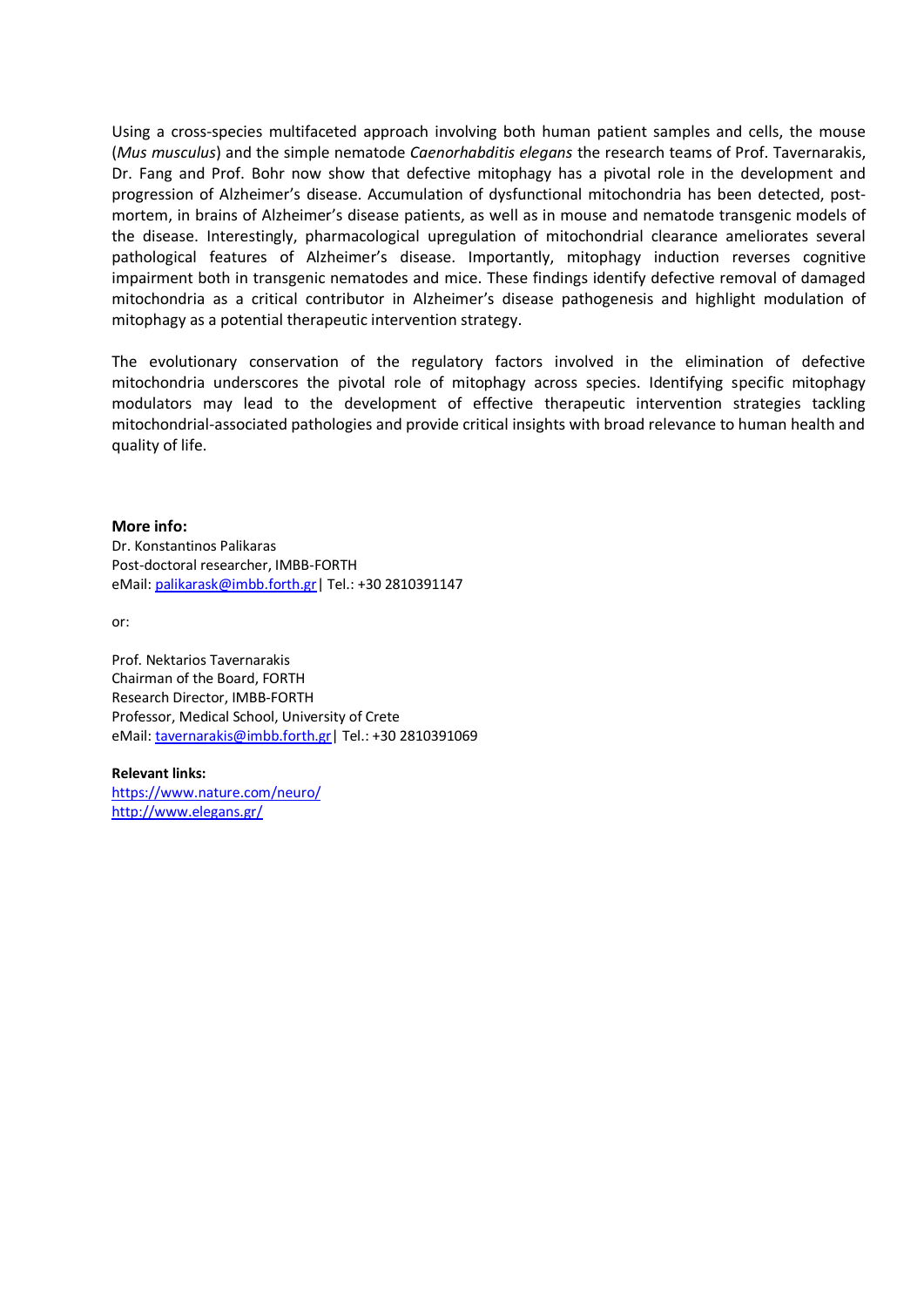Using a cross-species multifaceted approach involving both human patient samples and cells, the mouse (*Mus musculus*) and the simple nematode *Caenorhabditis elegans* the research teams of Prof. Tavernarakis, Dr. Fang and Prof. Bohr now show that defective mitophagy has a pivotal role in the development and progression of Alzheimer's disease. Accumulation of dysfunctional mitochondria has been detected, post-mortem, in brains of Alzheimer's disease patients, as well as in mouse and nematode transgenic models of the disease. Interestingly, pharmacological upregulation of mitochondrial clearance ameliorates several pathological features of Alzheimer's disease. Importantly, mitophagy induction reverses cognitive impairment both in transgenic nematodes and mice. These findings identify defective removal of damaged mitochondria as a critical contributor in Alzheimer's disease pathogenesis and highlight modulation of mitophagy as a potential therapeutic intervention strategy.

The evolutionary conservation of the regulatory factors involved in the elimination of defective mitochondria underscores the pivotal role of mitophagy across species. Identifying specific mitophagy modulators may lead to the development of effective therapeutic intervention strategies tackling mitochondrial-associated pathologies and provide critical insights with broad relevance to human health and quality of life.

**More info:**
Dr. Konstantinos Palikaras
Post-doctoral researcher, IMBB-FORTH
eMail: palikarask@imbb.forth.gr | Tel.: +30 2810391147

or:

Prof. Nektarios Tavernarakis
Chairman of the Board, FORTH
Research Director, IMBB-FORTH
Professor, Medical School, University of Crete
eMail: tavernarakis@imbb.forth.gr | Tel.: +30 2810391069

**Relevant links:**
https://www.nature.com/neuro/
http://www.elegans.gr/